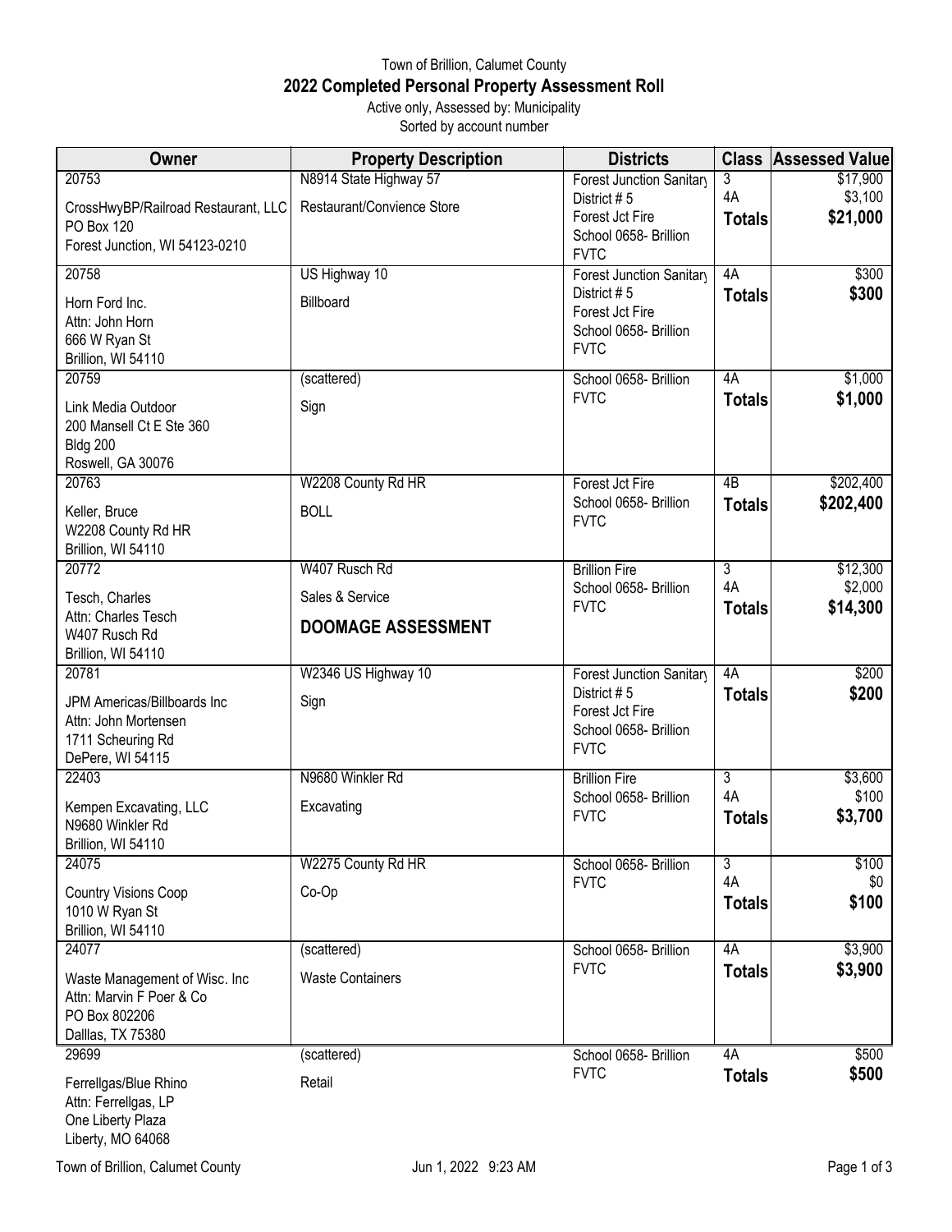Town of Brillion, Calumet County

# 2022 Completed Personal Property Assessment Roll

Active only, Assessed by: Municipality
Sorted by account number

| Owner | Property Description | Districts | Class | Assessed Value |
|---|---|---|---|---|
| 20753<br>CrossHwyBP/Railroad Restaurant, LLC<br>PO Box 120<br>Forest Junction, WI 54123-0210 | N8914 State Highway 57<br>Restaurant/Convience Store | Forest Junction Sanitary District # 5<br>Forest Jct Fire<br>School 0658- Brillion<br>FVTC | 3<br>4A<br>**Totals** | $17,900<br>$3,100<br>**$21,000** |
| 20758<br>Horn Ford Inc.<br>Attn: John Horn<br>666 W Ryan St<br>Brillion, WI 54110 | US Highway 10<br>Billboard | Forest Junction Sanitary District # 5<br>Forest Jct Fire<br>School 0658- Brillion<br>FVTC | 4A<br>**Totals** | $300<br>**$300** |
| 20759<br>Link Media Outdoor<br>200 Mansell Ct E Ste 360<br>Bldg 200<br>Roswell, GA 30076 | (scattered)<br>Sign | School 0658- Brillion<br>FVTC | 4A<br>**Totals** | $1,000<br>**$1,000** |
| 20763<br>Keller, Bruce<br>W2208 County Rd HR<br>Brillion, WI 54110 | W2208 County Rd HR<br>BOLL | Forest Jct Fire<br>School 0658- Brillion<br>FVTC | 4B<br>**Totals** | $202,400<br>**$202,400** |
| 20772<br>Tesch, Charles<br>Attn: Charles Tesch<br>W407 Rusch Rd<br>Brillion, WI 54110 | W407 Rusch Rd<br>Sales & Service<br>**DOOMAGE ASSESSMENT** | Brillion Fire<br>School 0658- Brillion<br>FVTC | 3<br>4A<br>**Totals** | $12,300<br>$2,000<br>**$14,300** |
| 20781<br>JPM Americas/Billboards Inc<br>Attn: John Mortensen<br>1711 Scheuring Rd<br>DePere, WI 54115 | W2346 US Highway 10<br>Sign | Forest Junction Sanitary District # 5<br>Forest Jct Fire<br>School 0658- Brillion<br>FVTC | 4A<br>**Totals** | $200<br>**$200** |
| 22403<br>Kempen Excavating, LLC<br>N9680 Winkler Rd<br>Brillion, WI 54110 | N9680 Winkler Rd<br>Excavating | Brillion Fire<br>School 0658- Brillion<br>FVTC | 3<br>4A<br>**Totals** | $3,600<br>$100<br>**$3,700** |
| 24075<br>Country Visions Coop<br>1010 W Ryan St<br>Brillion, WI 54110 | W2275 County Rd HR<br>Co-Op | School 0658- Brillion<br>FVTC | 3<br>4A<br>**Totals** | $100<br>$0<br>**$100** |
| 24077<br>Waste Management of Wisc. Inc<br>Attn: Marvin F Poer & Co<br>PO Box 802206<br>Dalllas, TX 75380 | (scattered)<br>Waste Containers | School 0658- Brillion<br>FVTC | 4A<br>**Totals** | $3,900<br>**$3,900** |
| 29699<br>Ferrellgas/Blue Rhino<br>Attn: Ferrellgas, LP<br>One Liberty Plaza<br>Liberty, MO 64068 | (scattered)<br>Retail | School 0658- Brillion<br>FVTC | 4A<br>**Totals** | $500<br>**$500** |

Jun 1, 2022 9:23 AM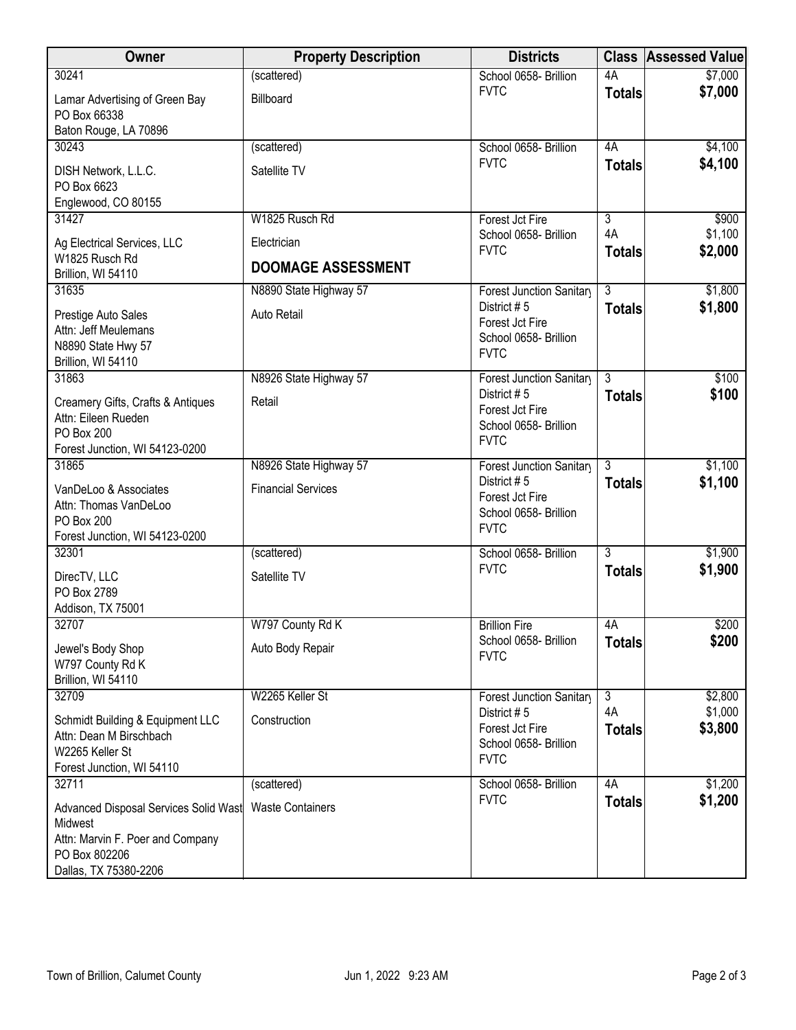| Owner | Property Description | Districts | Class | Assessed Value |
|---|---|---|---|---|
| 30241<br>Lamar Advertising of Green Bay<br>PO Box 66338<br>Baton Rouge, LA 70896 | (scattered)<br>Billboard | School 0658- Brillion<br>FVTC | 4A<br>**Totals** | $7,000<br>**$7,000** |
| 30243<br>DISH Network, L.L.C.<br>PO Box 6623<br>Englewood, CO 80155 | (scattered)<br>Satellite TV | School 0658- Brillion<br>FVTC | 4A<br>**Totals** | $4,100<br>**$4,100** |
| 31427<br>Ag Electrical Services, LLC<br>W1825 Rusch Rd<br>Brillion, WI 54110 | W1825 Rusch Rd<br>Electrician<br>**DOOMAGE ASSESSMENT** | Forest Jct Fire<br>School 0658- Brillion<br>FVTC | 3<br>4A<br>**Totals** | $900<br>$1,100<br>**$2,000** |
| 31635<br>Prestige Auto Sales<br>Attn: Jeff Meulemans<br>N8890 State Hwy 57<br>Brillion, WI 54110 | N8890 State Highway 57<br>Auto Retail | Forest Junction Sanitary District # 5<br>Forest Jct Fire<br>School 0658- Brillion<br>FVTC | 3<br>**Totals** | $1,800<br>**$1,800** |
| 31863<br>Creamery Gifts, Crafts & Antiques<br>Attn: Eileen Rueden<br>PO Box 200<br>Forest Junction, WI 54123-0200 | N8926 State Highway 57<br>Retail | Forest Junction Sanitary District # 5<br>Forest Jct Fire<br>School 0658- Brillion<br>FVTC | 3<br>**Totals** | $100<br>**$100** |
| 31865<br>VanDeLoo & Associates<br>Attn: Thomas VanDeLoo<br>PO Box 200<br>Forest Junction, WI 54123-0200 | N8926 State Highway 57<br>Financial Services | Forest Junction Sanitary District # 5<br>Forest Jct Fire<br>School 0658- Brillion<br>FVTC | 3<br>**Totals** | $1,100<br>**$1,100** |
| 32301<br>DirecTV, LLC<br>PO Box 2789<br>Addison, TX 75001 | (scattered)<br>Satellite TV | School 0658- Brillion<br>FVTC | 3<br>**Totals** | $1,900<br>**$1,900** |
| 32707<br>Jewel's Body Shop<br>W797 County Rd K<br>Brillion, WI 54110 | W797 County Rd K<br>Auto Body Repair | Brillion Fire<br>School 0658- Brillion<br>FVTC | 4A<br>**Totals** | $200<br>**$200** |
| 32709<br>Schmidt Building & Equipment LLC<br>Attn: Dean M Birschbach<br>W2265 Keller St<br>Forest Junction, WI 54110 | W2265 Keller St<br>Construction | Forest Junction Sanitary District # 5<br>Forest Jct Fire<br>School 0658- Brillion<br>FVTC | 3<br>4A<br>**Totals** | $2,800<br>$1,000<br>**$3,800** |
| 32711<br>Advanced Disposal Services Solid Wast Midwest<br>Attn: Marvin F. Poer and Company<br>PO Box 802206<br>Dallas, TX 75380-2206 | (scattered)<br>Waste Containers | School 0658- Brillion<br>FVTC | 4A<br>**Totals** | $1,200<br>**$1,200** |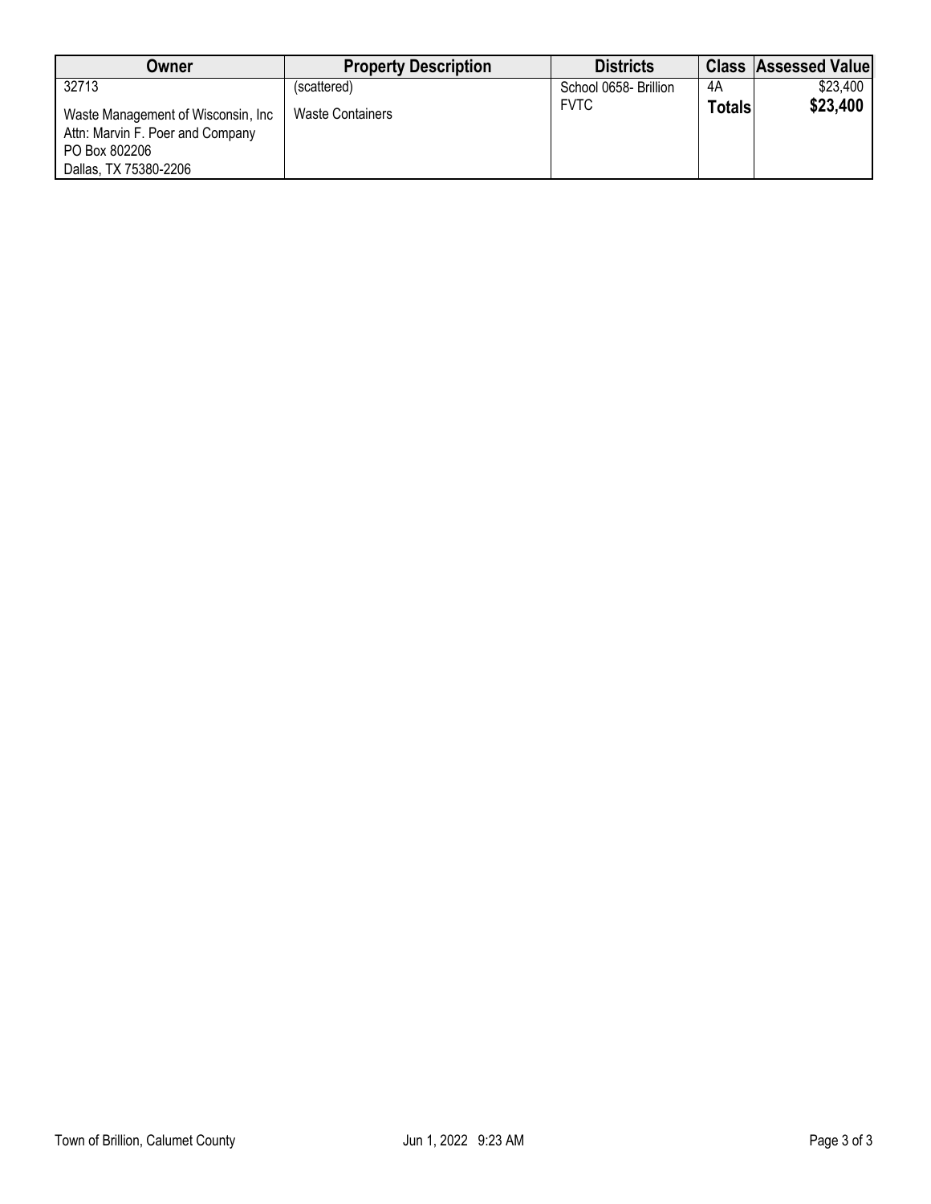| Owner | Property Description | Districts | Class | Assessed Value |
|---|---|---|---|---|
| 32713<br><br>Waste Management of Wisconsin, Inc<br>Attn: Marvin F. Poer and Company<br>PO Box 802206<br>Dallas, TX 75380-2206 | (scattered)<br><br>Waste Containers | School 0658- Brillion<br>FVTC | 4A | $23,400 |
| | | | **Totals** | **$23,400** |